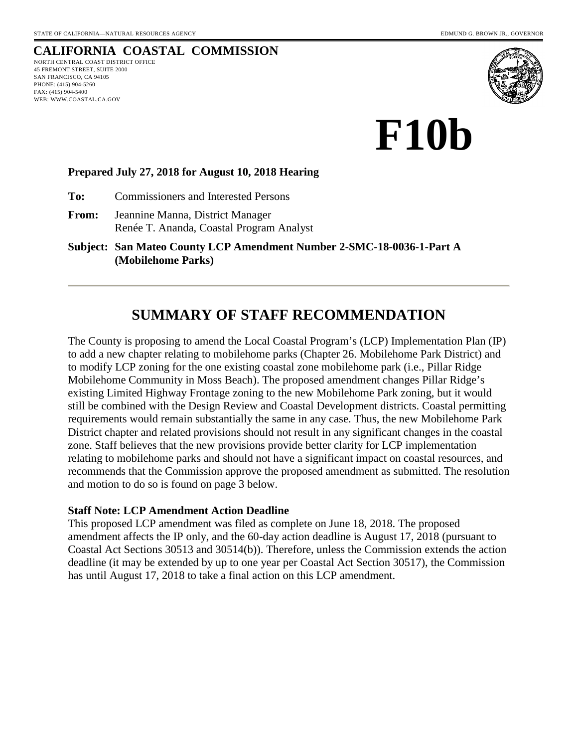STATE OF CALIFORNIA—NATURAL RESOURCES AGENCY EDMUND G. BROWN JR., GOVERNOR

**CALIFORNIA COASTAL COMMISSION**
NORTH CENTRAL COAST DISTRICT OFFICE
45 FREMONT STREET, SUITE 2000
SAN FRANCISCO, CA 94105
PHONE: (415) 904-5260
FAX: (415) 904-5400
WEB: WWW.COASTAL.CA.GOV

# F10b

**Prepared July 27, 2018 for August 10, 2018 Hearing**

**To:** Commissioners and Interested Persons

**From:** Jeannine Manna, District Manager
Renée T. Ananda, Coastal Program Analyst

**Subject: San Mateo County LCP Amendment Number 2-SMC-18-0036-1-Part A (Mobilehome Parks)**

---

## SUMMARY OF STAFF RECOMMENDATION

The County is proposing to amend the Local Coastal Program's (LCP) Implementation Plan (IP) to add a new chapter relating to mobilehome parks (Chapter 26. Mobilehome Park District) and to modify LCP zoning for the one existing coastal zone mobilehome park (i.e., Pillar Ridge Mobilehome Community in Moss Beach). The proposed amendment changes Pillar Ridge's existing Limited Highway Frontage zoning to the new Mobilehome Park zoning, but it would still be combined with the Design Review and Coastal Development districts. Coastal permitting requirements would remain substantially the same in any case. Thus, the new Mobilehome Park District chapter and related provisions should not result in any significant changes in the coastal zone. Staff believes that the new provisions provide better clarity for LCP implementation relating to mobilehome parks and should not have a significant impact on coastal resources, and recommends that the Commission approve the proposed amendment as submitted. The resolution and motion to do so is found on page 3 below.

**Staff Note: LCP Amendment Action Deadline**
This proposed LCP amendment was filed as complete on June 18, 2018. The proposed amendment affects the IP only, and the 60-day action deadline is August 17, 2018 (pursuant to Coastal Act Sections 30513 and 30514(b)). Therefore, unless the Commission extends the action deadline (it may be extended by up to one year per Coastal Act Section 30517), the Commission has until August 17, 2018 to take a final action on this LCP amendment.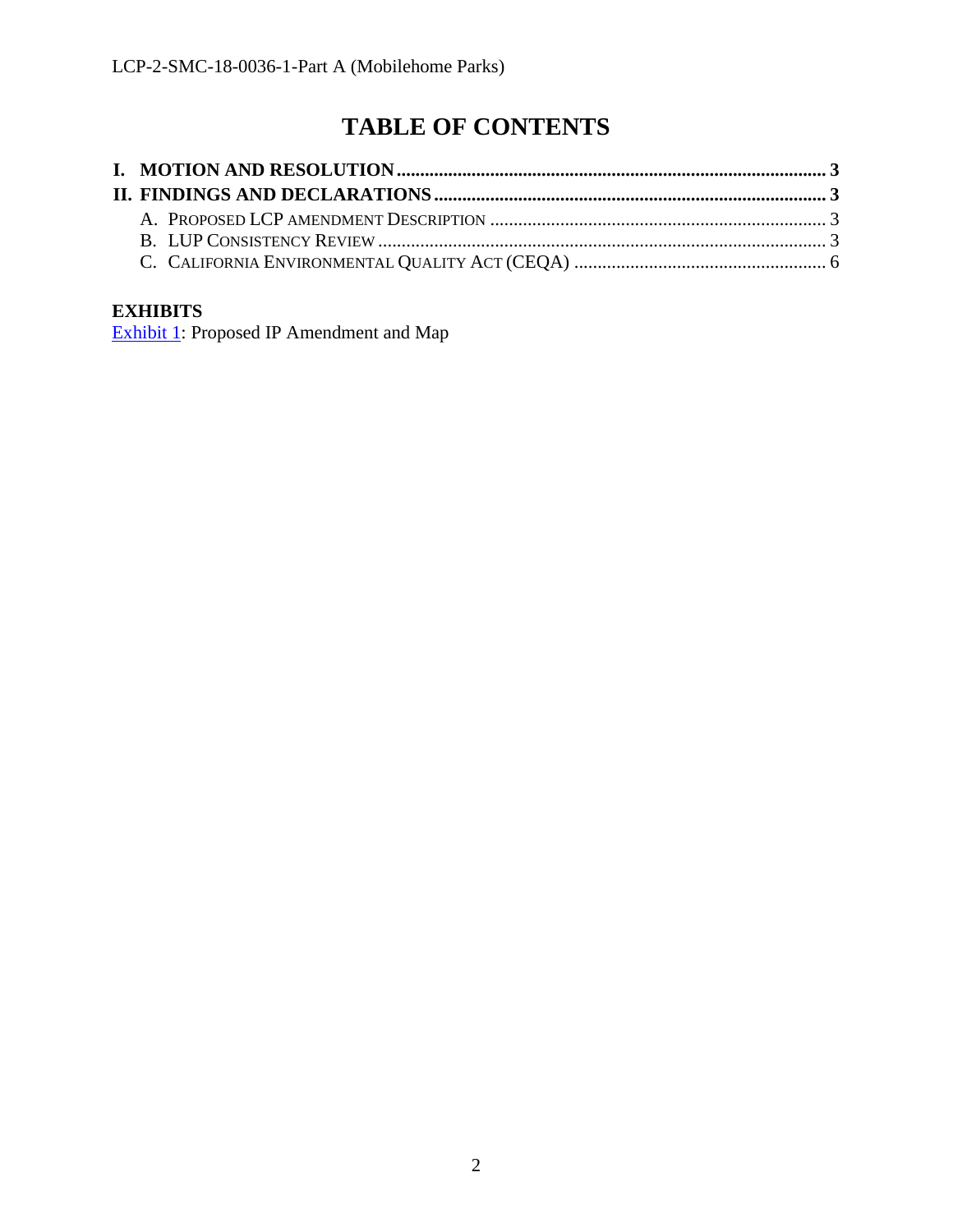# TABLE OF CONTENTS

**I. MOTION AND RESOLUTION** ........................................ **3**

**II. FINDINGS AND DECLARATIONS** ........................................ **3**

- A. PROPOSED LCP AMENDMENT DESCRIPTION ........................................ 3
- B. LUP CONSISTENCY REVIEW ........................................ 3
- C. CALIFORNIA ENVIRONMENTAL QUALITY ACT (CEQA) ........................................ 6

**EXHIBITS**

Exhibit 1: Proposed IP Amendment and Map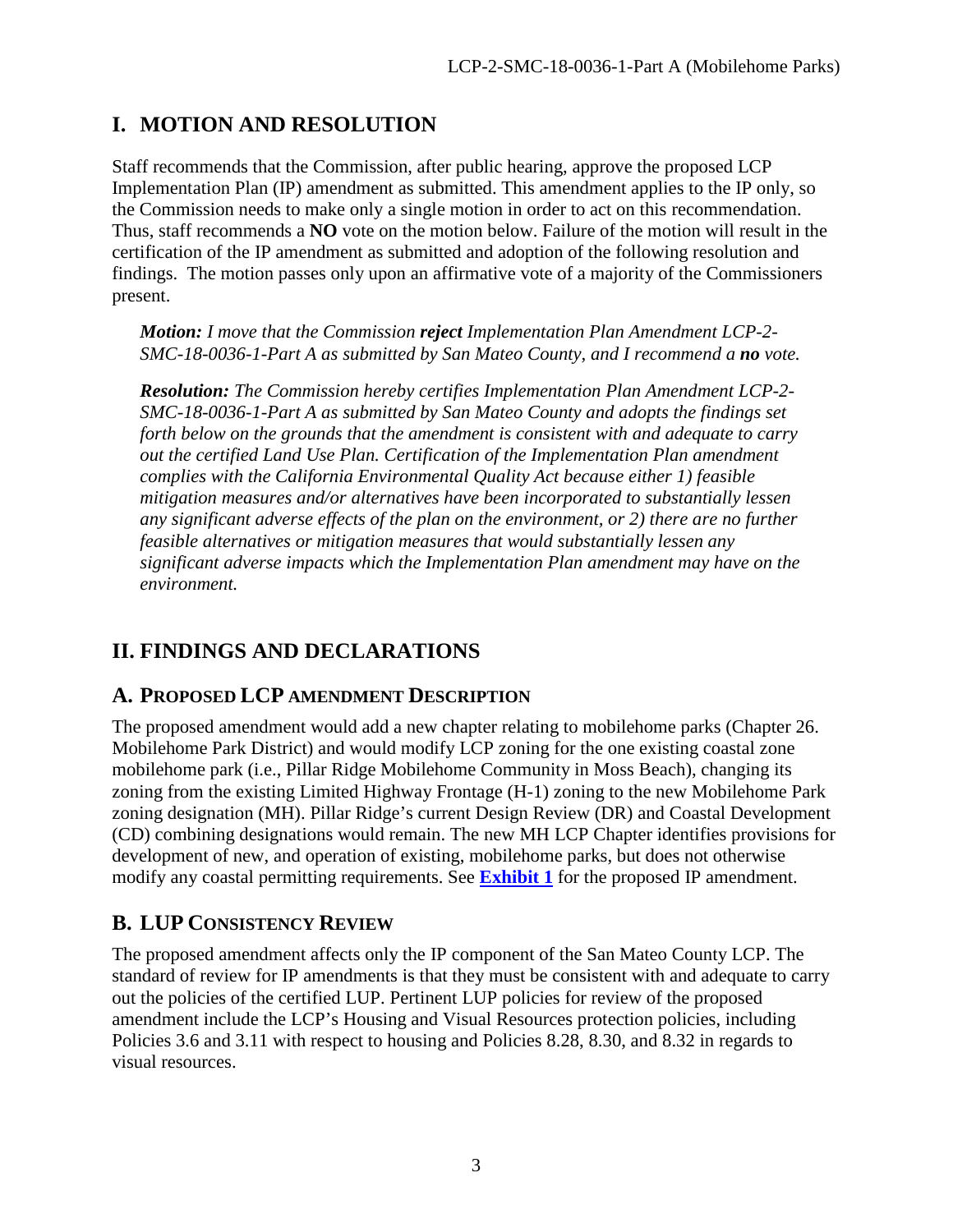## I. MOTION AND RESOLUTION

Staff recommends that the Commission, after public hearing, approve the proposed LCP Implementation Plan (IP) amendment as submitted. This amendment applies to the IP only, so the Commission needs to make only a single motion in order to act on this recommendation. Thus, staff recommends a **NO** vote on the motion below. Failure of the motion will result in the certification of the IP amendment as submitted and adoption of the following resolution and findings. The motion passes only upon an affirmative vote of a majority of the Commissioners present.

> ***Motion:*** *I move that the Commission **reject** Implementation Plan Amendment LCP-2-SMC-18-0036-1-Part A as submitted by San Mateo County, and I recommend a **no** vote.*
>
> ***Resolution:*** *The Commission hereby certifies Implementation Plan Amendment LCP-2-SMC-18-0036-1-Part A as submitted by San Mateo County and adopts the findings set forth below on the grounds that the amendment is consistent with and adequate to carry out the certified Land Use Plan. Certification of the Implementation Plan amendment complies with the California Environmental Quality Act because either 1) feasible mitigation measures and/or alternatives have been incorporated to substantially lessen any significant adverse effects of the plan on the environment, or 2) there are no further feasible alternatives or mitigation measures that would substantially lessen any significant adverse impacts which the Implementation Plan amendment may have on the environment.*

## II. FINDINGS AND DECLARATIONS

### A. PROPOSED LCP AMENDMENT DESCRIPTION

The proposed amendment would add a new chapter relating to mobilehome parks (Chapter 26. Mobilehome Park District) and would modify LCP zoning for the one existing coastal zone mobilehome park (i.e., Pillar Ridge Mobilehome Community in Moss Beach), changing its zoning from the existing Limited Highway Frontage (H-1) zoning to the new Mobilehome Park zoning designation (MH). Pillar Ridge's current Design Review (DR) and Coastal Development (CD) combining designations would remain. The new MH LCP Chapter identifies provisions for development of new, and operation of existing, mobilehome parks, but does not otherwise modify any coastal permitting requirements. See **Exhibit 1** for the proposed IP amendment.

### B. LUP CONSISTENCY REVIEW

The proposed amendment affects only the IP component of the San Mateo County LCP. The standard of review for IP amendments is that they must be consistent with and adequate to carry out the policies of the certified LUP. Pertinent LUP policies for review of the proposed amendment include the LCP's Housing and Visual Resources protection policies, including Policies 3.6 and 3.11 with respect to housing and Policies 8.28, 8.30, and 8.32 in regards to visual resources.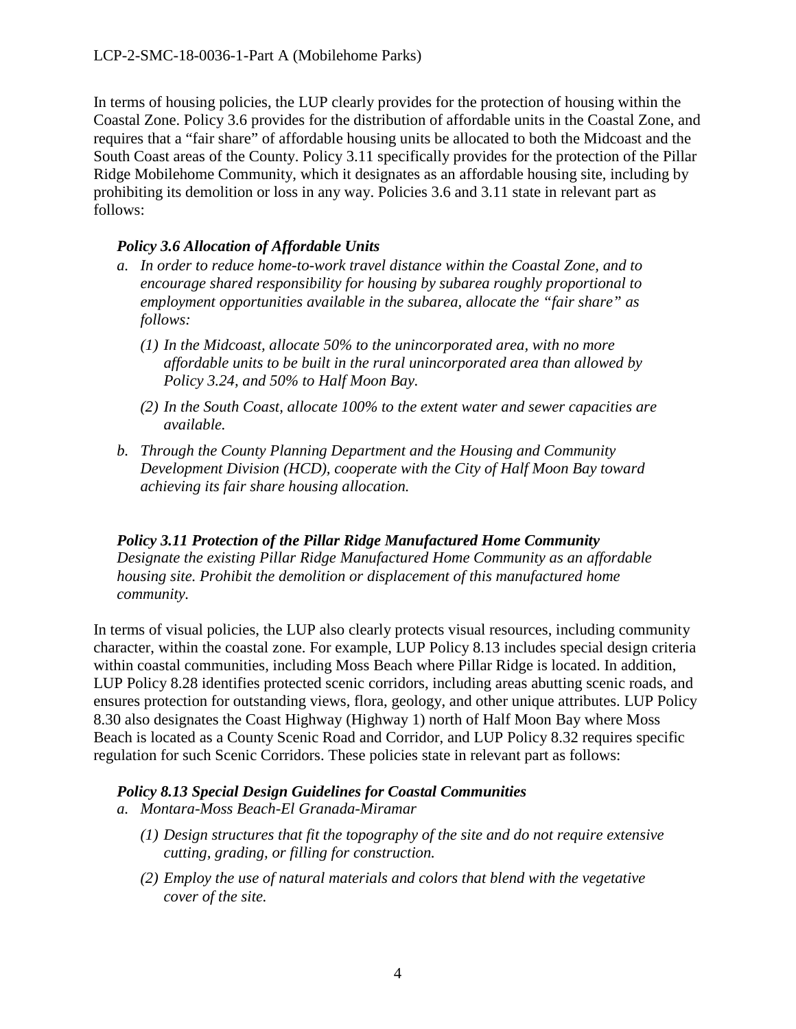In terms of housing policies, the LUP clearly provides for the protection of housing within the Coastal Zone. Policy 3.6 provides for the distribution of affordable units in the Coastal Zone, and requires that a "fair share" of affordable housing units be allocated to both the Midcoast and the South Coast areas of the County. Policy 3.11 specifically provides for the protection of the Pillar Ridge Mobilehome Community, which it designates as an affordable housing site, including by prohibiting its demolition or loss in any way. Policies 3.6 and 3.11 state in relevant part as follows:

***Policy 3.6 Allocation of Affordable Units***

*a. In order to reduce home-to-work travel distance within the Coastal Zone, and to encourage shared responsibility for housing by subarea roughly proportional to employment opportunities available in the subarea, allocate the "fair share" as follows:*

*(1) In the Midcoast, allocate 50% to the unincorporated area, with no more affordable units to be built in the rural unincorporated area than allowed by Policy 3.24, and 50% to Half Moon Bay.*

*(2) In the South Coast, allocate 100% to the extent water and sewer capacities are available.*

*b. Through the County Planning Department and the Housing and Community Development Division (HCD), cooperate with the City of Half Moon Bay toward achieving its fair share housing allocation.*

***Policy 3.11 Protection of the Pillar Ridge Manufactured Home Community***
*Designate the existing Pillar Ridge Manufactured Home Community as an affordable housing site. Prohibit the demolition or displacement of this manufactured home community.*

In terms of visual policies, the LUP also clearly protects visual resources, including community character, within the coastal zone. For example, LUP Policy 8.13 includes special design criteria within coastal communities, including Moss Beach where Pillar Ridge is located. In addition, LUP Policy 8.28 identifies protected scenic corridors, including areas abutting scenic roads, and ensures protection for outstanding views, flora, geology, and other unique attributes. LUP Policy 8.30 also designates the Coast Highway (Highway 1) north of Half Moon Bay where Moss Beach is located as a County Scenic Road and Corridor, and LUP Policy 8.32 requires specific regulation for such Scenic Corridors. These policies state in relevant part as follows:

***Policy 8.13 Special Design Guidelines for Coastal Communities***

*a. Montara-Moss Beach-El Granada-Miramar*

*(1) Design structures that fit the topography of the site and do not require extensive cutting, grading, or filling for construction.*

*(2) Employ the use of natural materials and colors that blend with the vegetative cover of the site.*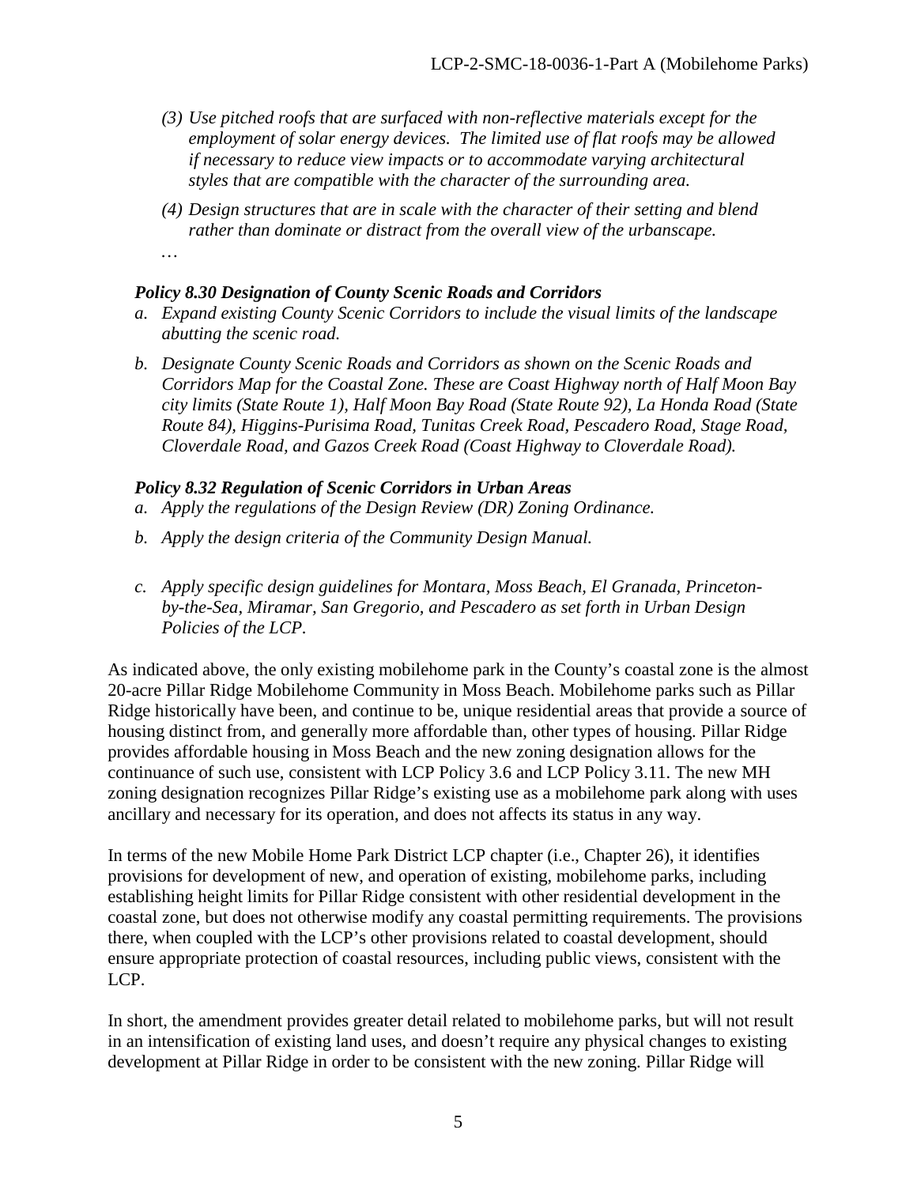*(3) Use pitched roofs that are surfaced with non-reflective materials except for the employment of solar energy devices. The limited use of flat roofs may be allowed if necessary to reduce view impacts or to accommodate varying architectural styles that are compatible with the character of the surrounding area.*

*(4) Design structures that are in scale with the character of their setting and blend rather than dominate or distract from the overall view of the urbanscape.*

*…*

***Policy 8.30 Designation of County Scenic Roads and Corridors***

*a. Expand existing County Scenic Corridors to include the visual limits of the landscape abutting the scenic road.*

*b. Designate County Scenic Roads and Corridors as shown on the Scenic Roads and Corridors Map for the Coastal Zone. These are Coast Highway north of Half Moon Bay city limits (State Route 1), Half Moon Bay Road (State Route 92), La Honda Road (State Route 84), Higgins-Purisima Road, Tunitas Creek Road, Pescadero Road, Stage Road, Cloverdale Road, and Gazos Creek Road (Coast Highway to Cloverdale Road).*

***Policy 8.32 Regulation of Scenic Corridors in Urban Areas***

*a. Apply the regulations of the Design Review (DR) Zoning Ordinance.*

*b. Apply the design criteria of the Community Design Manual.*

*c. Apply specific design guidelines for Montara, Moss Beach, El Granada, Princeton-by-the-Sea, Miramar, San Gregorio, and Pescadero as set forth in Urban Design Policies of the LCP.*

As indicated above, the only existing mobilehome park in the County's coastal zone is the almost 20-acre Pillar Ridge Mobilehome Community in Moss Beach. Mobilehome parks such as Pillar Ridge historically have been, and continue to be, unique residential areas that provide a source of housing distinct from, and generally more affordable than, other types of housing. Pillar Ridge provides affordable housing in Moss Beach and the new zoning designation allows for the continuance of such use, consistent with LCP Policy 3.6 and LCP Policy 3.11. The new MH zoning designation recognizes Pillar Ridge's existing use as a mobilehome park along with uses ancillary and necessary for its operation, and does not affects its status in any way.

In terms of the new Mobile Home Park District LCP chapter (i.e., Chapter 26), it identifies provisions for development of new, and operation of existing, mobilehome parks, including establishing height limits for Pillar Ridge consistent with other residential development in the coastal zone, but does not otherwise modify any coastal permitting requirements. The provisions there, when coupled with the LCP's other provisions related to coastal development, should ensure appropriate protection of coastal resources, including public views, consistent with the LCP.

In short, the amendment provides greater detail related to mobilehome parks, but will not result in an intensification of existing land uses, and doesn't require any physical changes to existing development at Pillar Ridge in order to be consistent with the new zoning. Pillar Ridge will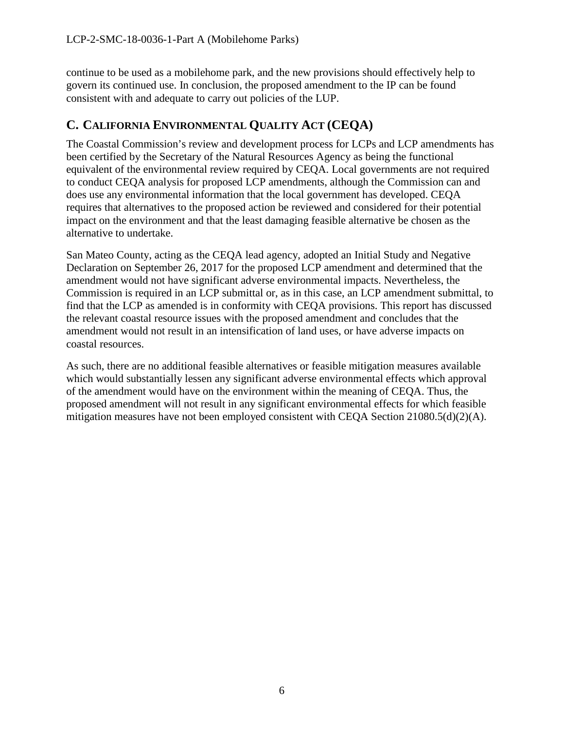continue to be used as a mobilehome park, and the new provisions should effectively help to govern its continued use. In conclusion, the proposed amendment to the IP can be found consistent with and adequate to carry out policies of the LUP.

## C. California Environmental Quality Act (CEQA)

The Coastal Commission's review and development process for LCPs and LCP amendments has been certified by the Secretary of the Natural Resources Agency as being the functional equivalent of the environmental review required by CEQA. Local governments are not required to conduct CEQA analysis for proposed LCP amendments, although the Commission can and does use any environmental information that the local government has developed. CEQA requires that alternatives to the proposed action be reviewed and considered for their potential impact on the environment and that the least damaging feasible alternative be chosen as the alternative to undertake.

San Mateo County, acting as the CEQA lead agency, adopted an Initial Study and Negative Declaration on September 26, 2017 for the proposed LCP amendment and determined that the amendment would not have significant adverse environmental impacts. Nevertheless, the Commission is required in an LCP submittal or, as in this case, an LCP amendment submittal, to find that the LCP as amended is in conformity with CEQA provisions. This report has discussed the relevant coastal resource issues with the proposed amendment and concludes that the amendment would not result in an intensification of land uses, or have adverse impacts on coastal resources.

As such, there are no additional feasible alternatives or feasible mitigation measures available which would substantially lessen any significant adverse environmental effects which approval of the amendment would have on the environment within the meaning of CEQA. Thus, the proposed amendment will not result in any significant environmental effects for which feasible mitigation measures have not been employed consistent with CEQA Section 21080.5(d)(2)(A).